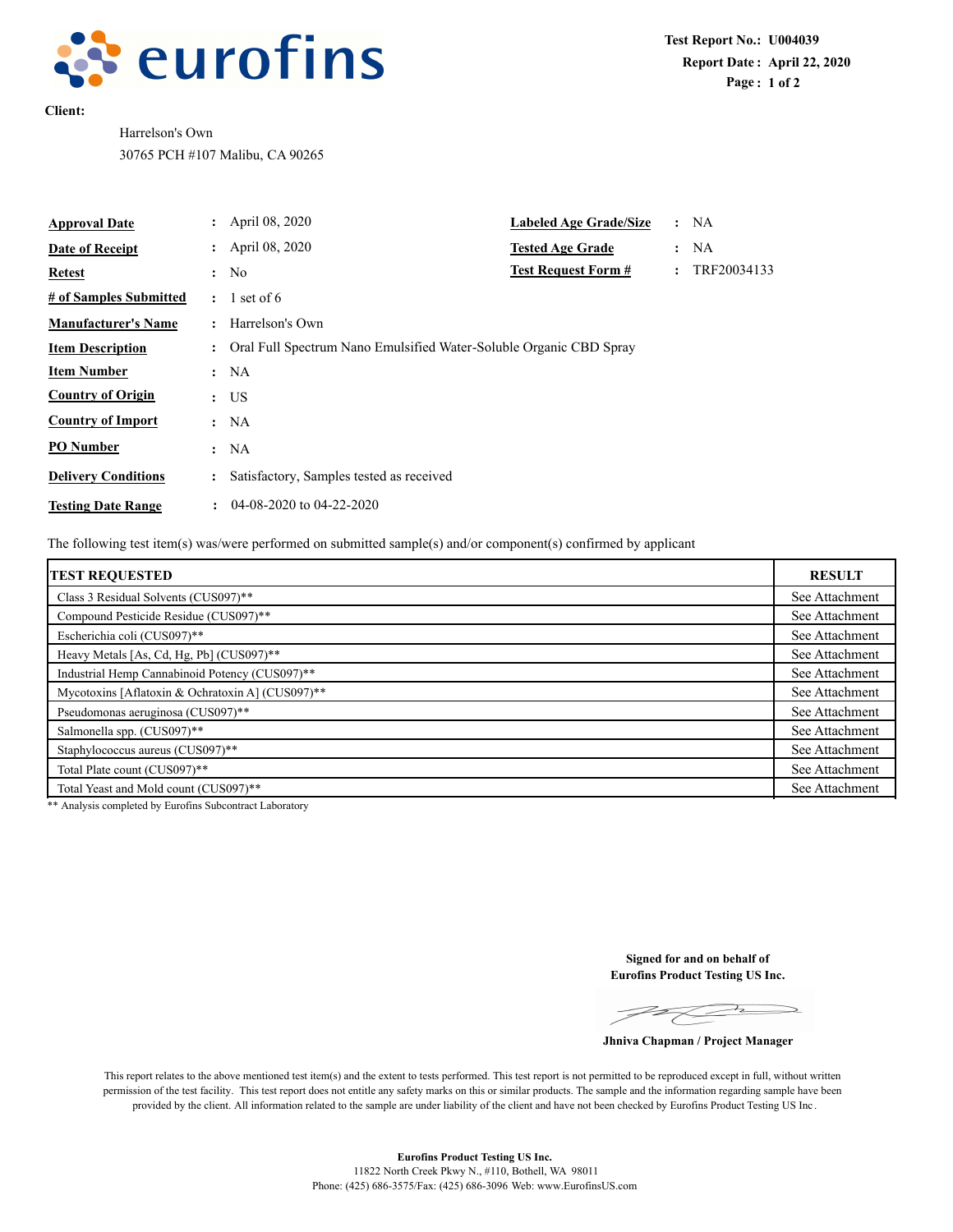**Test Report No.: U004039**
**Report Date : April 22, 2020**

**Client:**

Harrelson's Own
30765 PCH #107 Malibu, CA 90265

| | | | |
|---|---|---|---|
| **Approval Date** | : April 08, 2020 | **Labeled Age Grade/Size** | : NA |
| **Date of Receipt** | : April 08, 2020 | **Tested Age Grade** | : NA |
| **Retest** | : No | **Test Request Form #** | : TRF20034133 |
| **# of Samples Submitted** | : 1 set of 6 | | |
| **Manufacturer's Name** | : Harrelson's Own | | |
| **Item Description** | : Oral Full Spectrum Nano Emulsified Water-Soluble Organic CBD Spray | | |
| **Item Number** | : NA | | |
| **Country of Origin** | : US | | |
| **Country of Import** | : NA | | |
| **PO Number** | : NA | | |
| **Delivery Conditions** | : Satisfactory, Samples tested as received | | |
| **Testing Date Range** | : 04-08-2020 to 04-22-2020 | | |

The following test item(s) was/were performed on submitted sample(s) and/or component(s) confirmed by applicant

| TEST REQUESTED | RESULT |
|---|---|
| Class 3 Residual Solvents (CUS097)** | See Attachment |
| Compound Pesticide Residue (CUS097)** | See Attachment |
| Escherichia coli (CUS097)** | See Attachment |
| Heavy Metals [As, Cd, Hg, Pb] (CUS097)** | See Attachment |
| Industrial Hemp Cannabinoid Potency (CUS097)** | See Attachment |
| Mycotoxins [Aflatoxin & Ochratoxin A] (CUS097)** | See Attachment |
| Pseudomonas aeruginosa (CUS097)** | See Attachment |
| Salmonella spp. (CUS097)** | See Attachment |
| Staphylococcus aureus (CUS097)** | See Attachment |
| Total Plate count (CUS097)** | See Attachment |
| Total Yeast and Mold count (CUS097)** | See Attachment |

** Analysis completed by Eurofins Subcontract Laboratory

**Signed for and on behalf of**
**Eurofins Product Testing US Inc.**

**Jhniva Chapman / Project Manager**

This report relates to the above mentioned test item(s) and the extent to tests performed. This test report is not permitted to be reproduced except in full, without written permission of the test facility. This test report does not entitle any safety marks on this or similar products. The sample and the information regarding sample have been provided by the client. All information related to the sample are under liability of the client and have not been checked by Eurofins Product Testing US Inc.

**Eurofins Product Testing US Inc.**
11822 North Creek Pkwy N., #110, Bothell, WA 98011
Phone: (425) 686-3575/Fax: (425) 686-3096 Web: www.EurofinsUS.com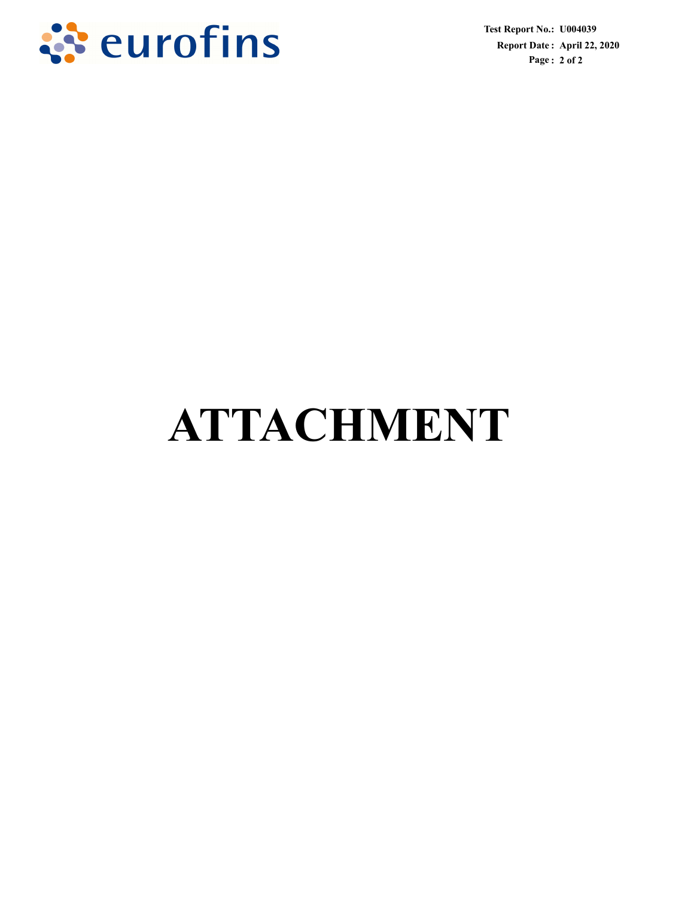# ATTACHMENT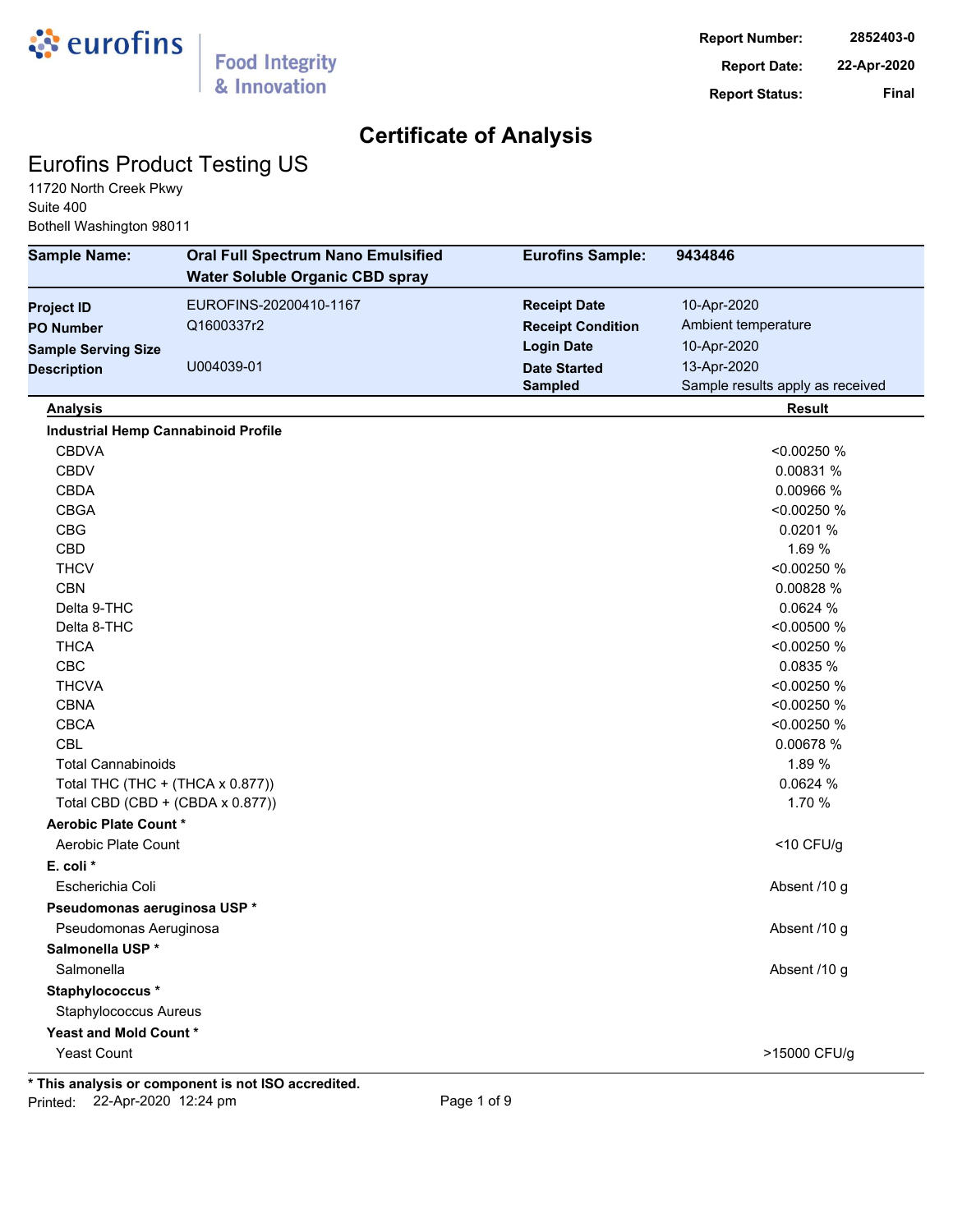# Certificate of Analysis

## Eurofins Product Testing US

11720 North Creek Pkwy
Suite 400
Bothell Washington 98011

**Report Number:** 2852403-0
**Report Date:** 22-Apr-2020
**Report Status:** Final

| **Sample Name:** | **Oral Full Spectrum Nano Emulsified Water Soluble Organic CBD spray** | **Eurofins Sample:** | **9434846** |
|---|---|---|---|
| **Project ID** | EUROFINS-20200410-1167 | **Receipt Date** | 10-Apr-2020 |
| **PO Number** | Q1600337r2 | **Receipt Condition** | Ambient temperature |
| **Sample Serving Size** | | **Login Date** | 10-Apr-2020 |
| **Description** | U004039-01 | **Date Started** | 13-Apr-2020 |
| | | **Sampled** | Sample results apply as received |

| **Analysis** | **Result** |
|---|---|
| **Industrial Hemp Cannabinoid Profile** | |
| CBDVA | <0.00250 % |
| CBDV | 0.00831 % |
| CBDA | 0.00966 % |
| CBGA | <0.00250 % |
| CBG | 0.0201 % |
| CBD | 1.69 % |
| THCV | <0.00250 % |
| CBN | 0.00828 % |
| Delta 9-THC | 0.0624 % |
| Delta 8-THC | <0.00500 % |
| THCA | <0.00250 % |
| CBC | 0.0835 % |
| THCVA | <0.00250 % |
| CBNA | <0.00250 % |
| CBCA | <0.00250 % |
| CBL | 0.00678 % |
| Total Cannabinoids | 1.89 % |
| Total THC (THC + (THCA x 0.877)) | 0.0624 % |
| Total CBD (CBD + (CBDA x 0.877)) | 1.70 % |
| **Aerobic Plate Count** * | |
| Aerobic Plate Count | <10 CFU/g |
| **E. coli** * | |
| Escherichia Coli | Absent /10 g |
| **Pseudomonas aeruginosa USP** * | |
| Pseudomonas Aeruginosa | Absent /10 g |
| **Salmonella USP** * | |
| Salmonella | Absent /10 g |
| **Staphylococcus** * | |
| Staphylococcus Aureus | |
| **Yeast and Mold Count** * | |
| Yeast Count | >15000 CFU/g |

**\* This analysis or component is not ISO accredited.**

Printed: 22-Apr-2020 12:24 pm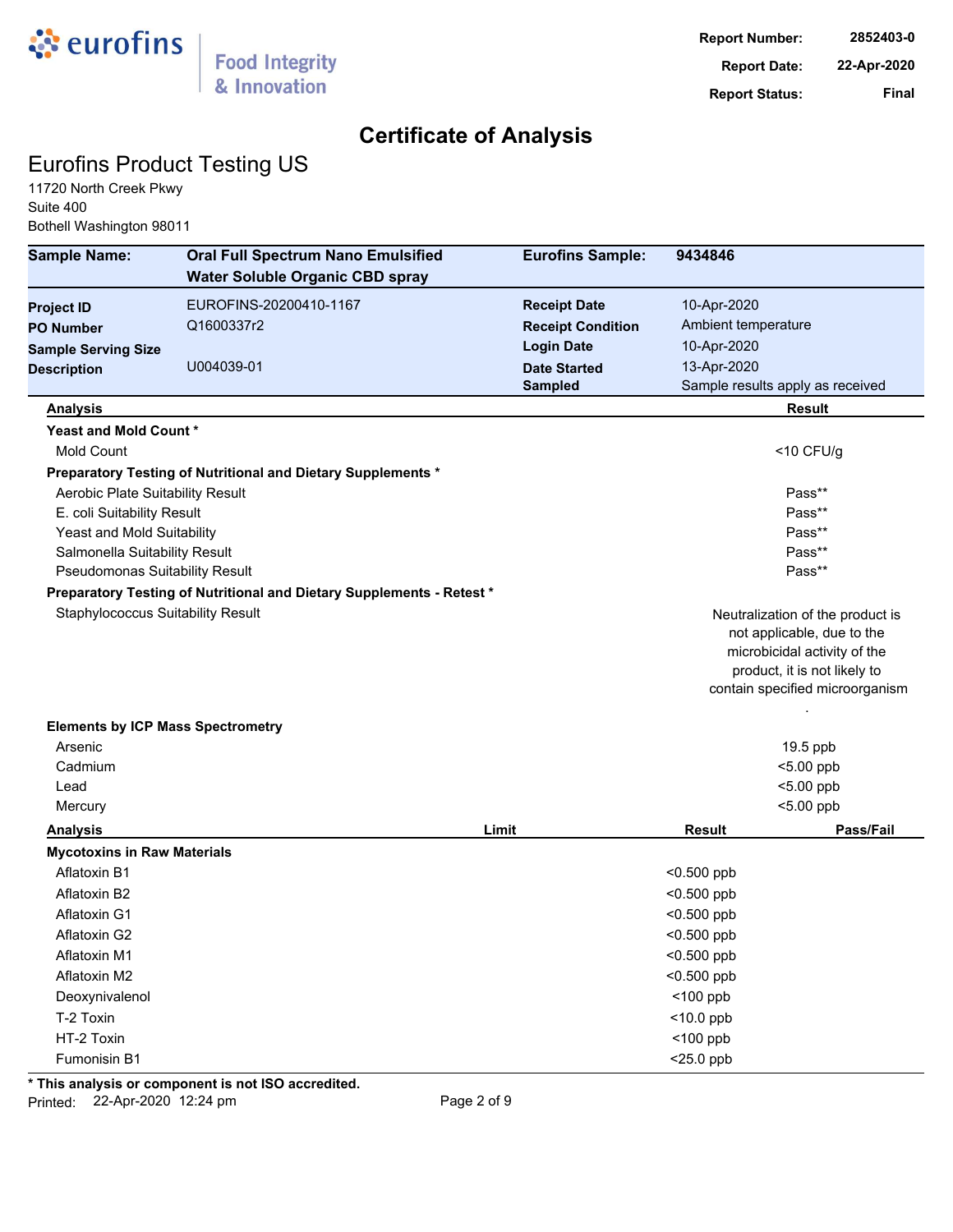**eurofins** | Food Integrity & Innovation

**Report Number:** 2852403-0
**Report Date:** 22-Apr-2020
**Report Status:** Final

# Certificate of Analysis

## Eurofins Product Testing US

11720 North Creek Pkwy
Suite 400
Bothell Washington 98011

| | | | |
|---|---|---|---|
| **Sample Name:** | **Oral Full Spectrum Nano Emulsified Water Soluble Organic CBD spray** | **Eurofins Sample:** | **9434846** |
| **Project ID** | EUROFINS-20200410-1167 | **Receipt Date** | 10-Apr-2020 |
| **PO Number** | Q1600337r2 | **Receipt Condition** | Ambient temperature |
| **Sample Serving Size** | | **Login Date** | 10-Apr-2020 |
| **Description** | U004039-01 | **Date Started** | 13-Apr-2020 |
| | | **Sampled** | Sample results apply as received |

| Analysis | Result |
|---|---|
| **Yeast and Mold Count *** | |
| Mold Count | <10 CFU/g |
| **Preparatory Testing of Nutritional and Dietary Supplements *** | |
| Aerobic Plate Suitability Result | Pass** |
| E. coli Suitability Result | Pass** |
| Yeast and Mold Suitability | Pass** |
| Salmonella Suitability Result | Pass** |
| Pseudomonas Suitability Result | Pass** |
| **Preparatory Testing of Nutritional and Dietary Supplements - Retest *** | |
| Staphylococcus Suitability Result | Neutralization of the product is not applicable, due to the microbicidal activity of the product, it is not likely to contain specified microorganism . |
| **Elements by ICP Mass Spectrometry** | |
| Arsenic | 19.5 ppb |
| Cadmium | <5.00 ppb |
| Lead | <5.00 ppb |
| Mercury | <5.00 ppb |

| Analysis | Limit | Result | Pass/Fail |
|---|---|---|---|
| **Mycotoxins in Raw Materials** | | | |
| Aflatoxin B1 | | <0.500 ppb | |
| Aflatoxin B2 | | <0.500 ppb | |
| Aflatoxin G1 | | <0.500 ppb | |
| Aflatoxin G2 | | <0.500 ppb | |
| Aflatoxin M1 | | <0.500 ppb | |
| Aflatoxin M2 | | <0.500 ppb | |
| Deoxynivalenol | | <100 ppb | |
| T-2 Toxin | | <10.0 ppb | |
| HT-2 Toxin | | <100 ppb | |
| Fumonisin B1 | | <25.0 ppb | |

**\* This analysis or component is not ISO accredited.**

Printed: 22-Apr-2020 12:24 pm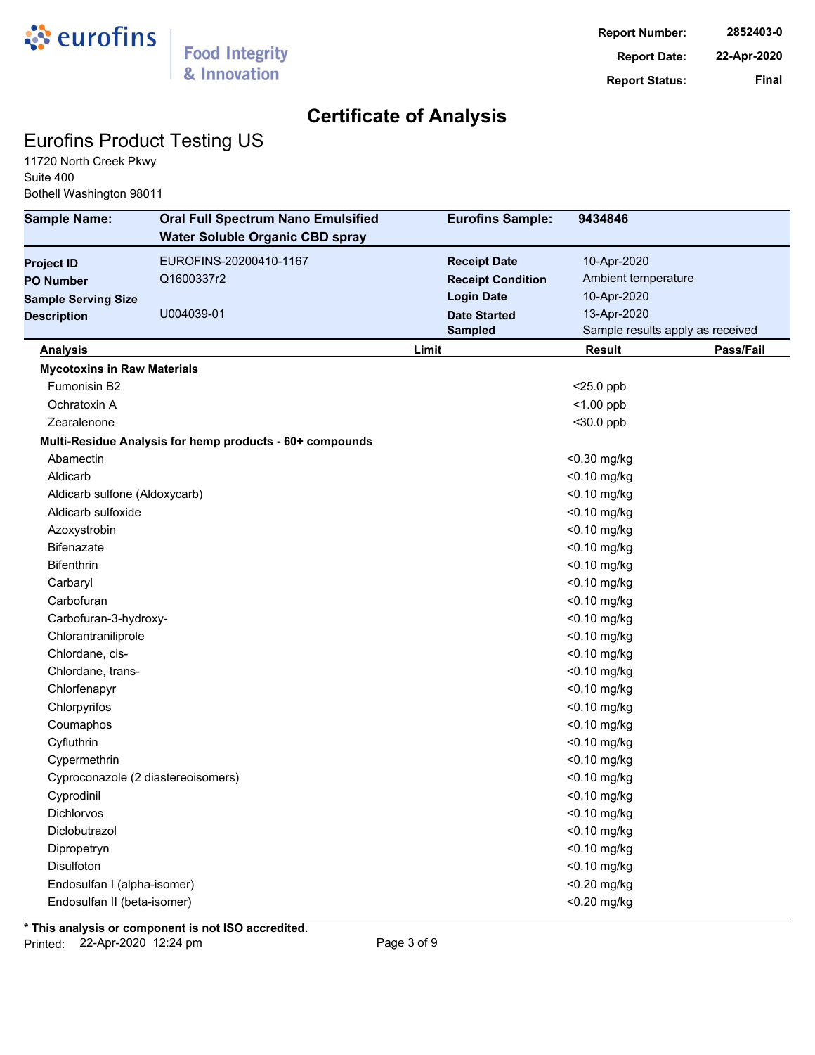**Report Number:** 2852403-0
**Report Date:** 22-Apr-2020
**Report Status:** Final

# Certificate of Analysis

## Eurofins Product Testing US

11720 North Creek Pkwy
Suite 400
Bothell Washington 98011

| | | | |
|---|---|---|---|
| **Sample Name:** | **Oral Full Spectrum Nano Emulsified Water Soluble Organic CBD spray** | **Eurofins Sample:** | **9434846** |
| **Project ID** | EUROFINS-20200410-1167 | **Receipt Date** | 10-Apr-2020 |
| **PO Number** | Q1600337r2 | **Receipt Condition** | Ambient temperature |
| **Sample Serving Size** | | **Login Date** | 10-Apr-2020 |
| **Description** | U004039-01 | **Date Started** | 13-Apr-2020 |
| | | **Sampled** | Sample results apply as received |

| Analysis | Limit | Result | Pass/Fail |
|---|---|---|---|
| **Mycotoxins in Raw Materials** | | | |
| Fumonisin B2 | | <25.0 ppb | |
| Ochratoxin A | | <1.00 ppb | |
| Zearalenone | | <30.0 ppb | |
| **Multi-Residue Analysis for hemp products - 60+ compounds** | | | |
| Abamectin | | <0.30 mg/kg | |
| Aldicarb | | <0.10 mg/kg | |
| Aldicarb sulfone (Aldoxycarb) | | <0.10 mg/kg | |
| Aldicarb sulfoxide | | <0.10 mg/kg | |
| Azoxystrobin | | <0.10 mg/kg | |
| Bifenazate | | <0.10 mg/kg | |
| Bifenthrin | | <0.10 mg/kg | |
| Carbaryl | | <0.10 mg/kg | |
| Carbofuran | | <0.10 mg/kg | |
| Carbofuran-3-hydroxy- | | <0.10 mg/kg | |
| Chlorantraniliprole | | <0.10 mg/kg | |
| Chlordane, cis- | | <0.10 mg/kg | |
| Chlordane, trans- | | <0.10 mg/kg | |
| Chlorfenapyr | | <0.10 mg/kg | |
| Chlorpyrifos | | <0.10 mg/kg | |
| Coumaphos | | <0.10 mg/kg | |
| Cyfluthrin | | <0.10 mg/kg | |
| Cypermethrin | | <0.10 mg/kg | |
| Cyproconazole (2 diastereoisomers) | | <0.10 mg/kg | |
| Cyprodinil | | <0.10 mg/kg | |
| Dichlorvos | | <0.10 mg/kg | |
| Diclobutrazol | | <0.10 mg/kg | |
| Dipropetryn | | <0.10 mg/kg | |
| Disulfoton | | <0.10 mg/kg | |
| Endosulfan I (alpha-isomer) | | <0.20 mg/kg | |
| Endosulfan II (beta-isomer) | | <0.20 mg/kg | |

**\* This analysis or component is not ISO accredited.**

Printed: 22-Apr-2020 12:24 pm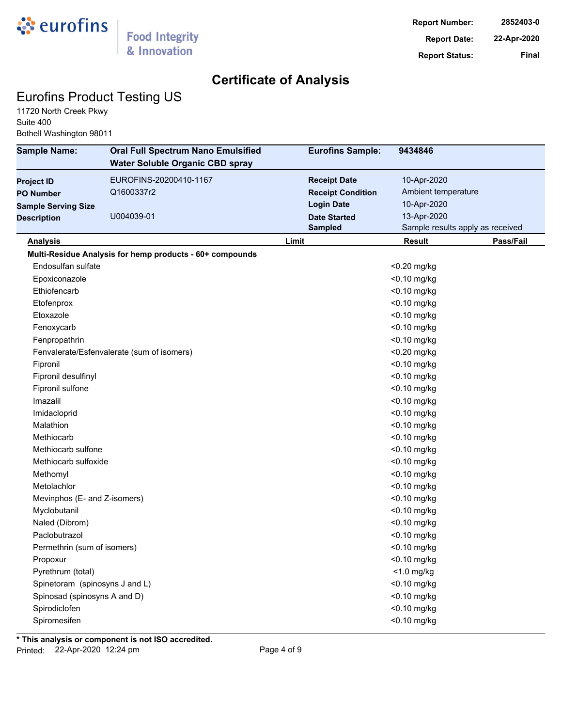**Report Number:** 2852403-0
**Report Date:** 22-Apr-2020
**Report Status:** Final

# Certificate of Analysis

## Eurofins Product Testing US

11720 North Creek Pkwy
Suite 400
Bothell Washington 98011

| | | | |
|---|---|---|---|
| **Sample Name:** | **Oral Full Spectrum Nano Emulsified Water Soluble Organic CBD spray** | **Eurofins Sample:** | **9434846** |
| **Project ID** | EUROFINS-20200410-1167 | **Receipt Date** | 10-Apr-2020 |
| **PO Number** | Q1600337r2 | **Receipt Condition** | Ambient temperature |
| **Sample Serving Size** | | **Login Date** | 10-Apr-2020 |
| **Description** | U004039-01 | **Date Started** | 13-Apr-2020 |
| | | **Sampled** | Sample results apply as received |

| Analysis | Limit | Result | Pass/Fail |
|---|---|---|---|
| **Multi-Residue Analysis for hemp products - 60+ compounds** | | | |
| Endosulfan sulfate | | <0.20 mg/kg | |
| Epoxiconazole | | <0.10 mg/kg | |
| Ethiofencarb | | <0.10 mg/kg | |
| Etofenprox | | <0.10 mg/kg | |
| Etoxazole | | <0.10 mg/kg | |
| Fenoxycarb | | <0.10 mg/kg | |
| Fenpropathrin | | <0.10 mg/kg | |
| Fenvalerate/Esfenvalerate (sum of isomers) | | <0.20 mg/kg | |
| Fipronil | | <0.10 mg/kg | |
| Fipronil desulfinyl | | <0.10 mg/kg | |
| Fipronil sulfone | | <0.10 mg/kg | |
| Imazalil | | <0.10 mg/kg | |
| Imidacloprid | | <0.10 mg/kg | |
| Malathion | | <0.10 mg/kg | |
| Methiocarb | | <0.10 mg/kg | |
| Methiocarb sulfone | | <0.10 mg/kg | |
| Methiocarb sulfoxide | | <0.10 mg/kg | |
| Methomyl | | <0.10 mg/kg | |
| Metolachlor | | <0.10 mg/kg | |
| Mevinphos (E- and Z-isomers) | | <0.10 mg/kg | |
| Myclobutanil | | <0.10 mg/kg | |
| Naled (Dibrom) | | <0.10 mg/kg | |
| Paclobutrazol | | <0.10 mg/kg | |
| Permethrin (sum of isomers) | | <0.10 mg/kg | |
| Propoxur | | <0.10 mg/kg | |
| Pyrethrum (total) | | <1.0 mg/kg | |
| Spinetoram (spinosyns J and L) | | <0.10 mg/kg | |
| Spinosad (spinosyns A and D) | | <0.10 mg/kg | |
| Spirodiclofen | | <0.10 mg/kg | |
| Spiromesifen | | <0.10 mg/kg | |

**\* This analysis or component is not ISO accredited.**

Printed: 22-Apr-2020 12:24 pm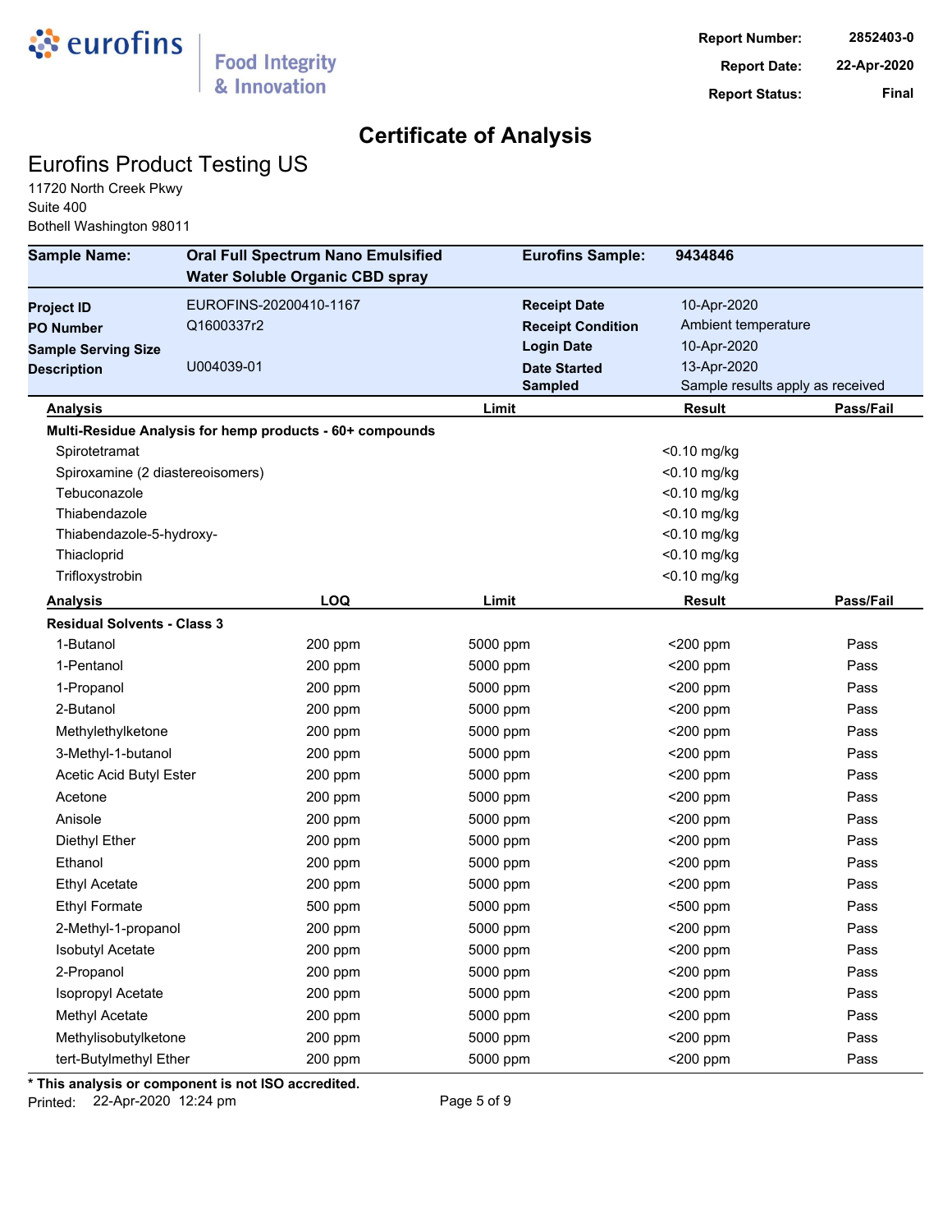eurofins | Food Integrity & Innovation

**Report Number:** 2852403-0
**Report Date:** 22-Apr-2020
**Report Status:** Final

# Certificate of Analysis

## Eurofins Product Testing US

11720 North Creek Pkwy
Suite 400
Bothell Washington 98011

| | | | |
|---|---|---|---|
| **Sample Name:** | **Oral Full Spectrum Nano Emulsified Water Soluble Organic CBD spray** | **Eurofins Sample:** | **9434846** |
| **Project ID** | EUROFINS-20200410-1167 | **Receipt Date** | 10-Apr-2020 |
| **PO Number** | Q1600337r2 | **Receipt Condition** | Ambient temperature |
| **Sample Serving Size** | | **Login Date** | 10-Apr-2020 |
| **Description** | U004039-01 | **Date Started** | 13-Apr-2020 |
| | | **Sampled** | Sample results apply as received |

| Analysis | Limit | Result | Pass/Fail |
|---|---|---|---|
| **Multi-Residue Analysis for hemp products - 60+ compounds** | | | |
| Spirotetramat | | <0.10 mg/kg | |
| Spiroxamine (2 diastereoisomers) | | <0.10 mg/kg | |
| Tebuconazole | | <0.10 mg/kg | |
| Thiabendazole | | <0.10 mg/kg | |
| Thiabendazole-5-hydroxy- | | <0.10 mg/kg | |
| Thiacloprid | | <0.10 mg/kg | |
| Trifloxystrobin | | <0.10 mg/kg | |

| Analysis | LOQ | Limit | Result | Pass/Fail |
|---|---|---|---|---|
| **Residual Solvents - Class 3** | | | | |
| 1-Butanol | 200 ppm | 5000 ppm | <200 ppm | Pass |
| 1-Pentanol | 200 ppm | 5000 ppm | <200 ppm | Pass |
| 1-Propanol | 200 ppm | 5000 ppm | <200 ppm | Pass |
| 2-Butanol | 200 ppm | 5000 ppm | <200 ppm | Pass |
| Methylethylketone | 200 ppm | 5000 ppm | <200 ppm | Pass |
| 3-Methyl-1-butanol | 200 ppm | 5000 ppm | <200 ppm | Pass |
| Acetic Acid Butyl Ester | 200 ppm | 5000 ppm | <200 ppm | Pass |
| Acetone | 200 ppm | 5000 ppm | <200 ppm | Pass |
| Anisole | 200 ppm | 5000 ppm | <200 ppm | Pass |
| Diethyl Ether | 200 ppm | 5000 ppm | <200 ppm | Pass |
| Ethanol | 200 ppm | 5000 ppm | <200 ppm | Pass |
| Ethyl Acetate | 200 ppm | 5000 ppm | <200 ppm | Pass |
| Ethyl Formate | 500 ppm | 5000 ppm | <500 ppm | Pass |
| 2-Methyl-1-propanol | 200 ppm | 5000 ppm | <200 ppm | Pass |
| Isobutyl Acetate | 200 ppm | 5000 ppm | <200 ppm | Pass |
| 2-Propanol | 200 ppm | 5000 ppm | <200 ppm | Pass |
| Isopropyl Acetate | 200 ppm | 5000 ppm | <200 ppm | Pass |
| Methyl Acetate | 200 ppm | 5000 ppm | <200 ppm | Pass |
| Methylisobutylketone | 200 ppm | 5000 ppm | <200 ppm | Pass |
| tert-Butylmethyl Ether | 200 ppm | 5000 ppm | <200 ppm | Pass |

**\* This analysis or component is not ISO accredited.**

Printed: 22-Apr-2020 12:24 pm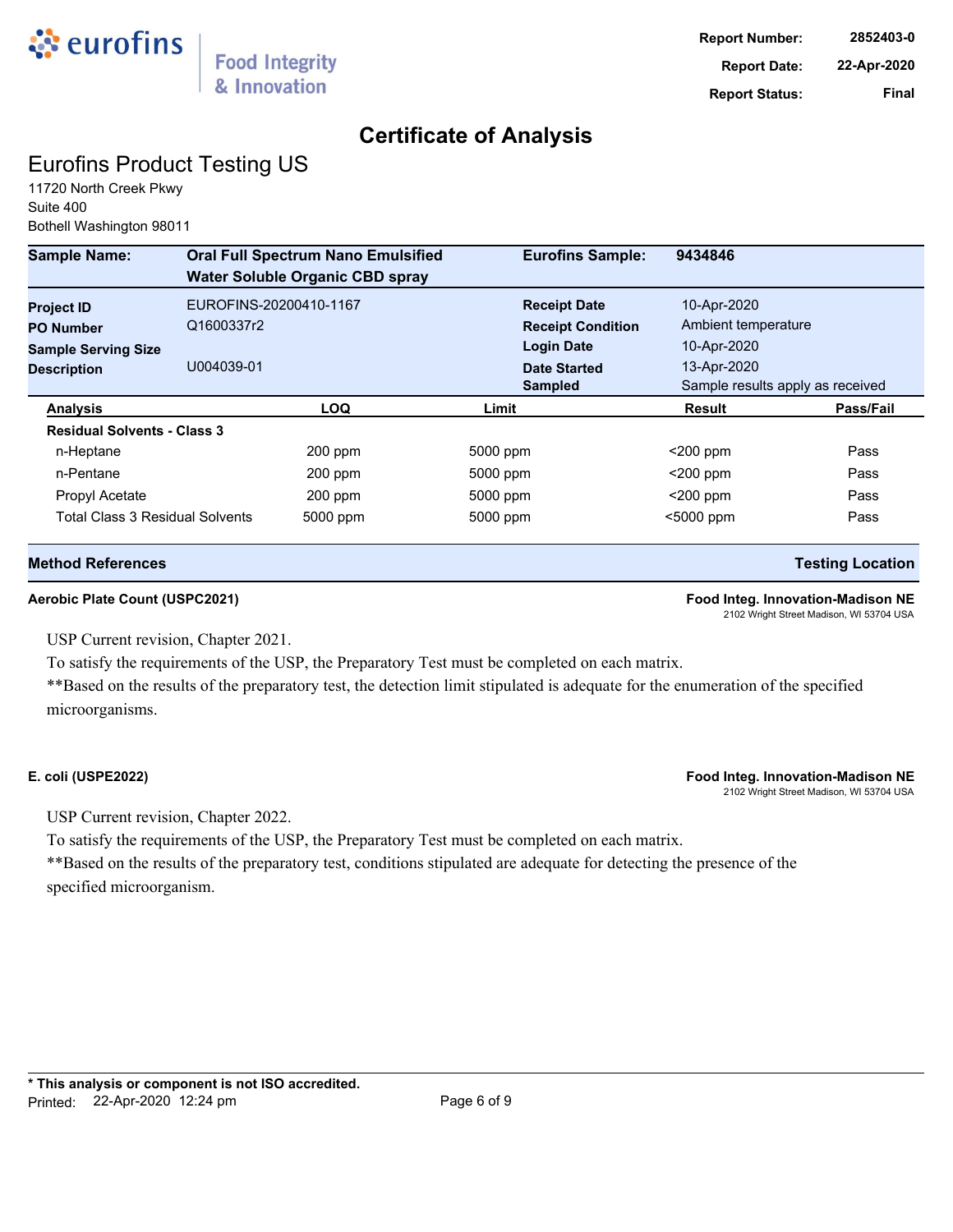**Report Number:** 2852403-0
**Report Date:** 22-Apr-2020
**Report Status:** Final

# Certificate of Analysis

## Eurofins Product Testing US

11720 North Creek Pkwy
Suite 400
Bothell Washington 98011

| Sample Name: | Oral Full Spectrum Nano Emulsified Water Soluble Organic CBD spray | Eurofins Sample: | 9434846 |
|---|---|---|---|
| Project ID | EUROFINS-20200410-1167 | Receipt Date | 10-Apr-2020 |
| PO Number | Q1600337r2 | Receipt Condition | Ambient temperature |
| Sample Serving Size | | Login Date | 10-Apr-2020 |
| Description | U004039-01 | Date Started | 13-Apr-2020 |
| | | Sampled | Sample results apply as received |

| Analysis | LOQ | Limit | Result | Pass/Fail |
|---|---|---|---|---|
| **Residual Solvents - Class 3** | | | | |
| n-Heptane | 200 ppm | 5000 ppm | <200 ppm | Pass |
| n-Pentane | 200 ppm | 5000 ppm | <200 ppm | Pass |
| Propyl Acetate | 200 ppm | 5000 ppm | <200 ppm | Pass |
| Total Class 3 Residual Solvents | 5000 ppm | 5000 ppm | <5000 ppm | Pass |

| Method References | Testing Location |
|---|---|

**Aerobic Plate Count (USPC2021)** — **Food Integ. Innovation-Madison NE**, 2102 Wright Street Madison, WI 53704 USA

USP Current revision, Chapter 2021.
To satisfy the requirements of the USP, the Preparatory Test must be completed on each matrix.
**Based on the results of the preparatory test, the detection limit stipulated is adequate for the enumeration of the specified microorganisms.

**E. coli (USPE2022)** — **Food Integ. Innovation-Madison NE**, 2102 Wright Street Madison, WI 53704 USA

USP Current revision, Chapter 2022.
To satisfy the requirements of the USP, the Preparatory Test must be completed on each matrix.
**Based on the results of the preparatory test, conditions stipulated are adequate for detecting the presence of the specified microorganism.

**\* This analysis or component is not ISO accredited.**
Printed: 22-Apr-2020 12:24 pm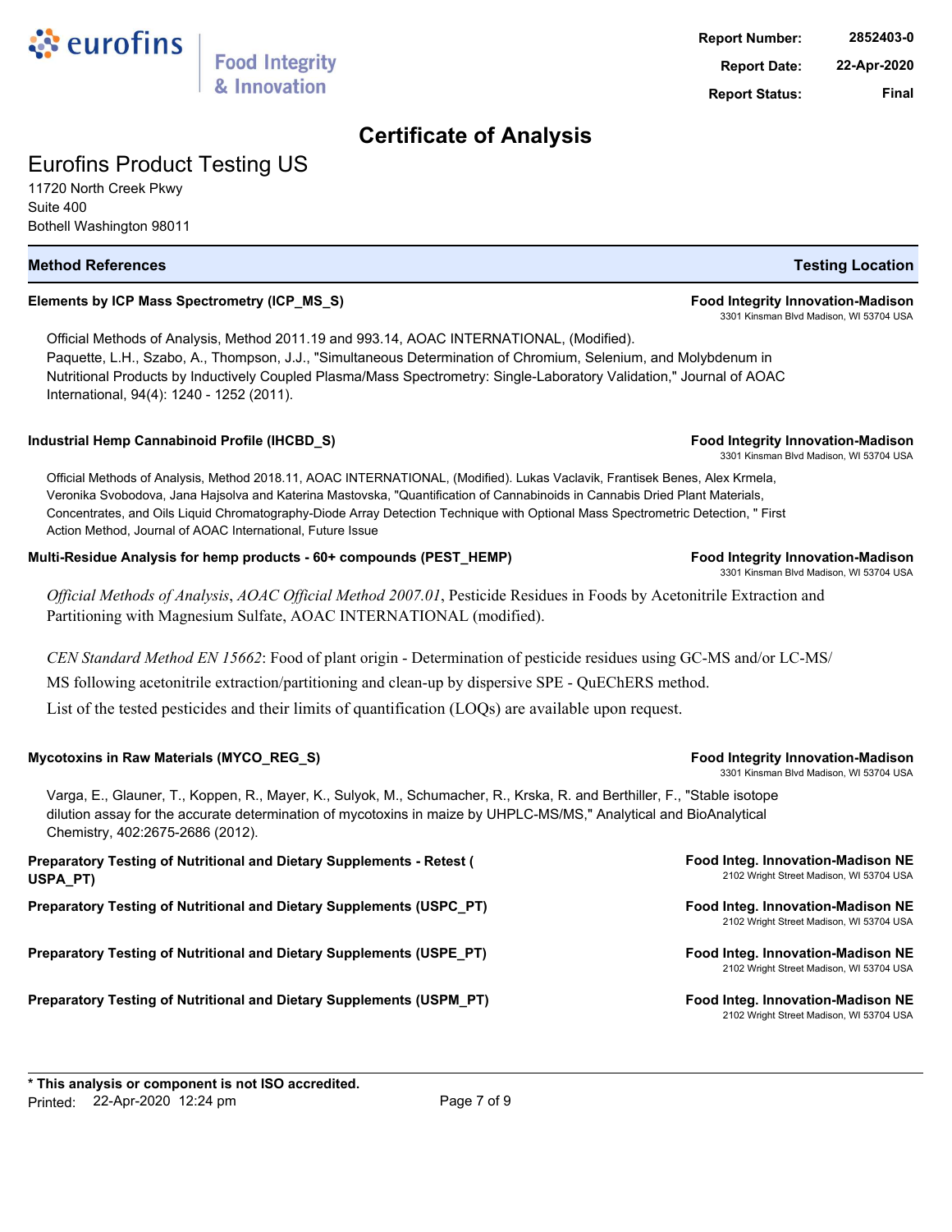# Certificate of Analysis

Report Number: 2852403-0
Report Date: 22-Apr-2020
Report Status: Final

## Eurofins Product Testing US

11720 North Creek Pkwy
Suite 400
Bothell Washington 98011

| Method References | Testing Location |
|---|---|

**Elements by ICP Mass Spectrometry (ICP_MS_S)** — **Food Integrity Innovation-Madison**, 3301 Kinsman Blvd Madison, WI 53704 USA

Official Methods of Analysis, Method 2011.19 and 993.14, AOAC INTERNATIONAL, (Modified).
Paquette, L.H., Szabo, A., Thompson, J.J., "Simultaneous Determination of Chromium, Selenium, and Molybdenum in Nutritional Products by Inductively Coupled Plasma/Mass Spectrometry: Single-Laboratory Validation," Journal of AOAC International, 94(4): 1240 - 1252 (2011).

**Industrial Hemp Cannabinoid Profile (IHCBD_S)** — **Food Integrity Innovation-Madison**, 3301 Kinsman Blvd Madison, WI 53704 USA

Official Methods of Analysis, Method 2018.11, AOAC INTERNATIONAL, (Modified). Lukas Vaclavik, Frantisek Benes, Alex Krmela, Veronika Svobodova, Jana Hajsolva and Katerina Mastovska, "Quantification of Cannabinoids in Cannabis Dried Plant Materials, Concentrates, and Oils Liquid Chromatography-Diode Array Detection Technique with Optional Mass Spectrometric Detection, " First Action Method, Journal of AOAC International, Future Issue

**Multi-Residue Analysis for hemp products - 60+ compounds (PEST_HEMP)** — **Food Integrity Innovation-Madison**, 3301 Kinsman Blvd Madison, WI 53704 USA

*Official Methods of Analysis*, *AOAC Official Method 2007.01*, Pesticide Residues in Foods by Acetonitrile Extraction and Partitioning with Magnesium Sulfate, AOAC INTERNATIONAL (modified).

*CEN Standard Method EN 15662*: Food of plant origin - Determination of pesticide residues using GC-MS and/or LC-MS/MS following acetonitrile extraction/partitioning and clean-up by dispersive SPE - QuEChERS method.

List of the tested pesticides and their limits of quantification (LOQs) are available upon request.

**Mycotoxins in Raw Materials (MYCO_REG_S)** — **Food Integrity Innovation-Madison**, 3301 Kinsman Blvd Madison, WI 53704 USA

Varga, E., Glauner, T., Koppen, R., Mayer, K., Sulyok, M., Schumacher, R., Krska, R. and Berthiller, F., "Stable isotope dilution assay for the accurate determination of mycotoxins in maize by UHPLC-MS/MS," Analytical and BioAnalytical Chemistry, 402:2675-2686 (2012).

**Preparatory Testing of Nutritional and Dietary Supplements - Retest ( USPA_PT)** — **Food Integ. Innovation-Madison NE**, 2102 Wright Street Madison, WI 53704 USA

**Preparatory Testing of Nutritional and Dietary Supplements (USPC_PT)** — **Food Integ. Innovation-Madison NE**, 2102 Wright Street Madison, WI 53704 USA

**Preparatory Testing of Nutritional and Dietary Supplements (USPE_PT)** — **Food Integ. Innovation-Madison NE**, 2102 Wright Street Madison, WI 53704 USA

**Preparatory Testing of Nutritional and Dietary Supplements (USPM_PT)** — **Food Integ. Innovation-Madison NE**, 2102 Wright Street Madison, WI 53704 USA

**\* This analysis or component is not ISO accredited.**
Printed: 22-Apr-2020 12:24 pm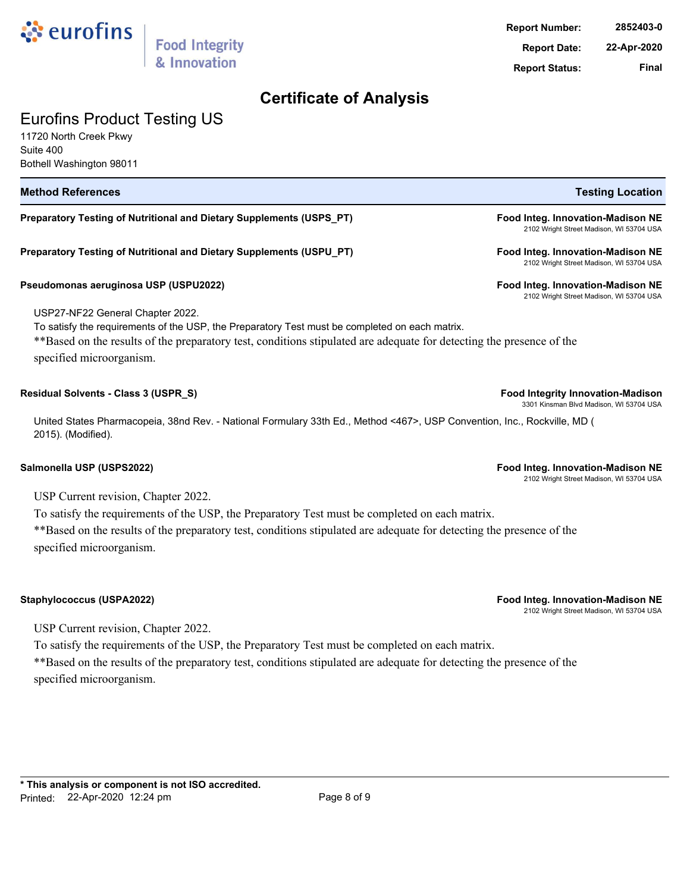# Certificate of Analysis

## Eurofins Product Testing US

11720 North Creek Pkwy
Suite 400
Bothell Washington 98011

| Method References | Testing Location |
| --- | --- |

**Preparatory Testing of Nutritional and Dietary Supplements (USPS_PT)**
**Food Integ. Innovation-Madison NE**
2102 Wright Street Madison, WI 53704 USA

**Preparatory Testing of Nutritional and Dietary Supplements (USPU_PT)**
**Food Integ. Innovation-Madison NE**
2102 Wright Street Madison, WI 53704 USA

**Pseudomonas aeruginosa USP (USPU2022)**
**Food Integ. Innovation-Madison NE**
2102 Wright Street Madison, WI 53704 USA

USP27-NF22 General Chapter 2022.
To satisfy the requirements of the USP, the Preparatory Test must be completed on each matrix.
**Based on the results of the preparatory test, conditions stipulated are adequate for detecting the presence of the specified microorganism.

**Residual Solvents - Class 3 (USPR_S)**
**Food Integrity Innovation-Madison**
3301 Kinsman Blvd Madison, WI 53704 USA

United States Pharmacopeia, 38nd Rev. - National Formulary 33th Ed., Method <467>, USP Convention, Inc., Rockville, MD ( 2015). (Modified).

**Salmonella USP (USPS2022)**
**Food Integ. Innovation-Madison NE**
2102 Wright Street Madison, WI 53704 USA

USP Current revision, Chapter 2022.
To satisfy the requirements of the USP, the Preparatory Test must be completed on each matrix.
**Based on the results of the preparatory test, conditions stipulated are adequate for detecting the presence of the specified microorganism.

**Staphylococcus (USPA2022)**
**Food Integ. Innovation-Madison NE**
2102 Wright Street Madison, WI 53704 USA

USP Current revision, Chapter 2022.
To satisfy the requirements of the USP, the Preparatory Test must be completed on each matrix.
**Based on the results of the preparatory test, conditions stipulated are adequate for detecting the presence of the specified microorganism.

**\* This analysis or component is not ISO accredited.**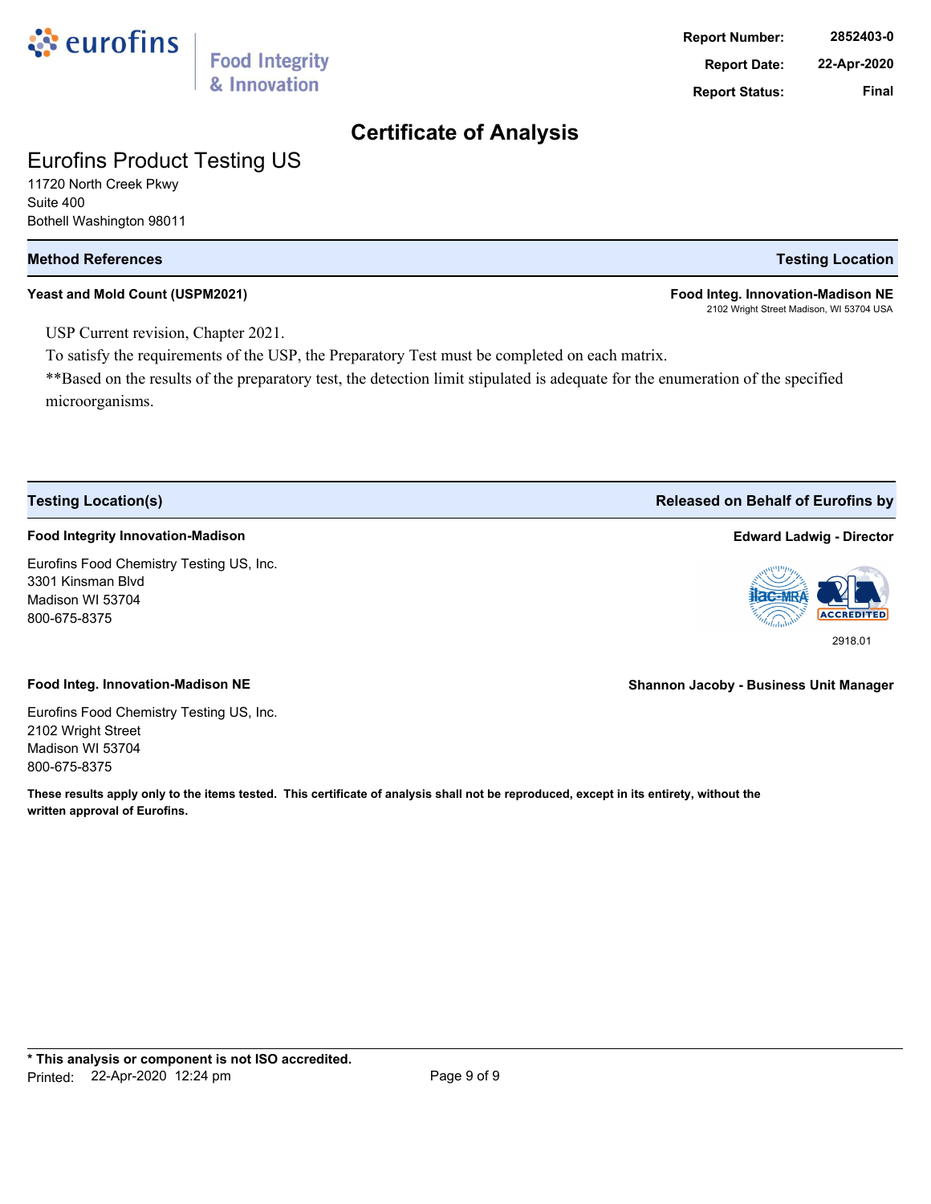Report Number: 2852403-0
Report Date: 22-Apr-2020
Report Status: Final

# Certificate of Analysis

## Eurofins Product Testing US

11720 North Creek Pkwy
Suite 400
Bothell Washington 98011

| Method References | Testing Location |
|---|---|
| **Yeast and Mold Count (USPM2021)** | **Food Integ. Innovation-Madison NE** 2102 Wright Street Madison, WI 53704 USA |

USP Current revision, Chapter 2021.

To satisfy the requirements of the USP, the Preparatory Test must be completed on each matrix.

**Based on the results of the preparatory test, the detection limit stipulated is adequate for the enumeration of the specified microorganisms.

| Testing Location(s) | Released on Behalf of Eurofins by |
|---|---|
| **Food Integrity Innovation-Madison** | **Edward Ladwig - Director** |

Eurofins Food Chemistry Testing US, Inc.
3301 Kinsman Blvd
Madison WI 53704
800-675-8375

2918.01

**Food Integ. Innovation-Madison NE** — **Shannon Jacoby - Business Unit Manager**

Eurofins Food Chemistry Testing US, Inc.
2102 Wright Street
Madison WI 53704
800-675-8375

**These results apply only to the items tested. This certificate of analysis shall not be reproduced, except in its entirety, without the written approval of Eurofins.**

**\* This analysis or component is not ISO accredited.**

Printed: 22-Apr-2020 12:24 pm